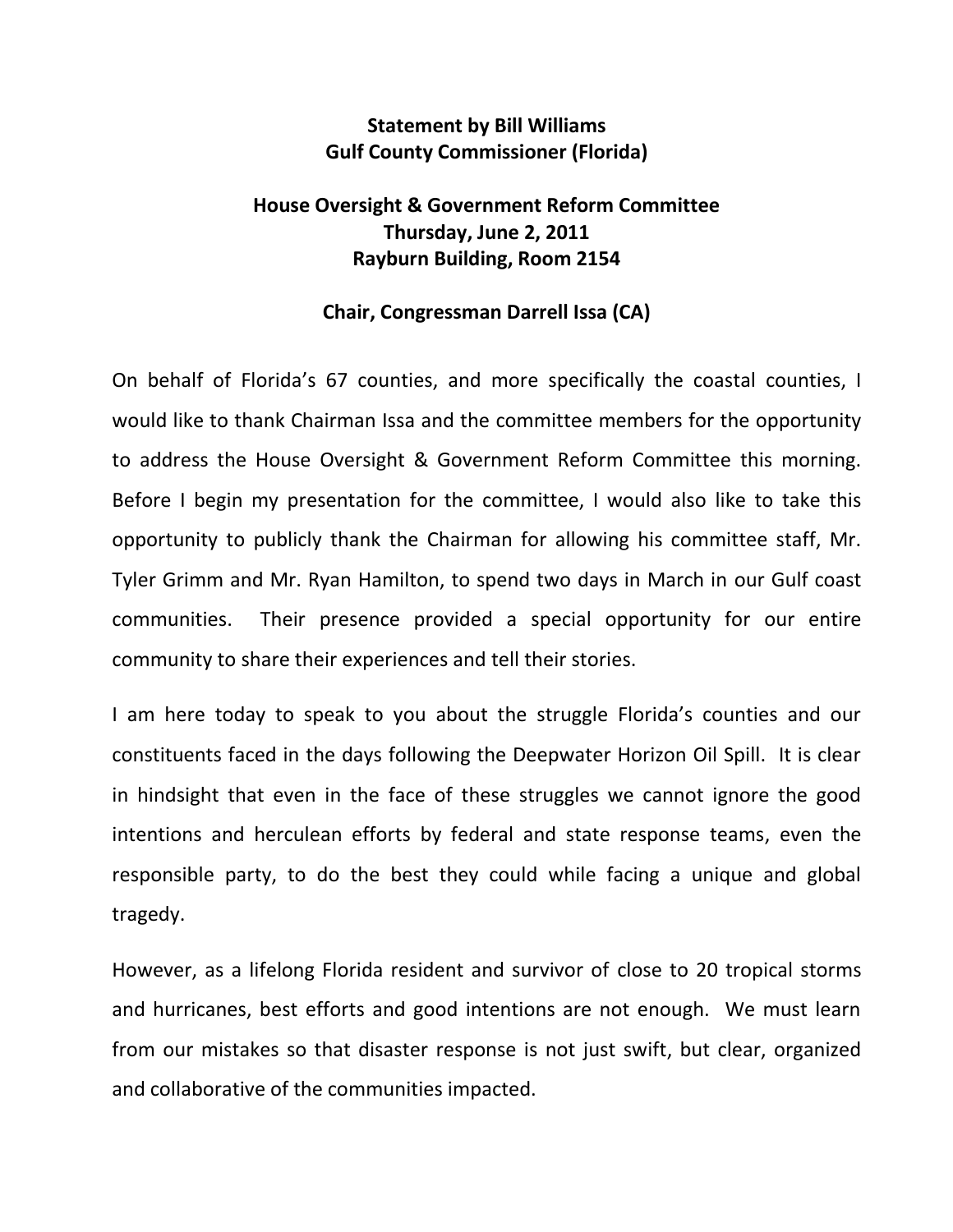**Statement by Bill Williams**
**Gulf County Commissioner (Florida)**

**House Oversight & Government Reform Committee**
**Thursday, June 2, 2011**
**Rayburn Building, Room 2154**

**Chair, Congressman Darrell Issa (CA)**

On behalf of Florida's 67 counties, and more specifically the coastal counties, I would like to thank Chairman Issa and the committee members for the opportunity to address the House Oversight & Government Reform Committee this morning. Before I begin my presentation for the committee, I would also like to take this opportunity to publicly thank the Chairman for allowing his committee staff, Mr. Tyler Grimm and Mr. Ryan Hamilton, to spend two days in March in our Gulf coast communities. Their presence provided a special opportunity for our entire community to share their experiences and tell their stories.

I am here today to speak to you about the struggle Florida's counties and our constituents faced in the days following the Deepwater Horizon Oil Spill. It is clear in hindsight that even in the face of these struggles we cannot ignore the good intentions and herculean efforts by federal and state response teams, even the responsible party, to do the best they could while facing a unique and global tragedy.

However, as a lifelong Florida resident and survivor of close to 20 tropical storms and hurricanes, best efforts and good intentions are not enough. We must learn from our mistakes so that disaster response is not just swift, but clear, organized and collaborative of the communities impacted.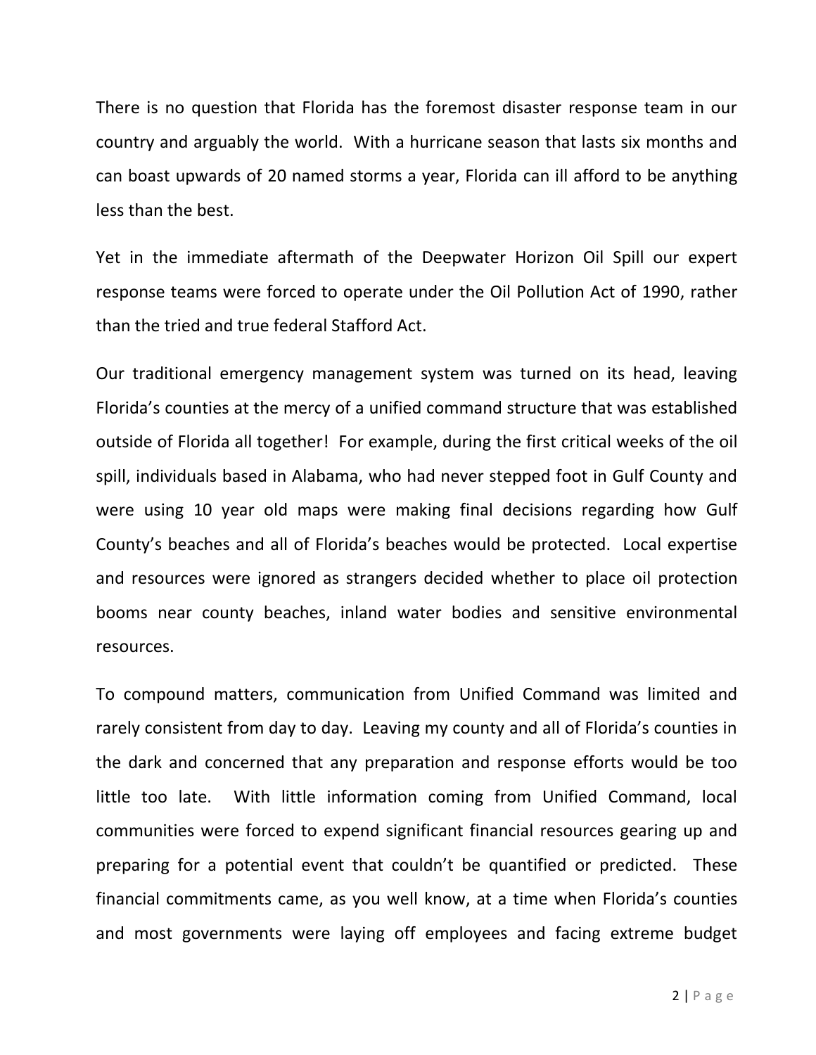There is no question that Florida has the foremost disaster response team in our country and arguably the world. With a hurricane season that lasts six months and can boast upwards of 20 named storms a year, Florida can ill afford to be anything less than the best.

Yet in the immediate aftermath of the Deepwater Horizon Oil Spill our expert response teams were forced to operate under the Oil Pollution Act of 1990, rather than the tried and true federal Stafford Act.

Our traditional emergency management system was turned on its head, leaving Florida's counties at the mercy of a unified command structure that was established outside of Florida all together! For example, during the first critical weeks of the oil spill, individuals based in Alabama, who had never stepped foot in Gulf County and were using 10 year old maps were making final decisions regarding how Gulf County's beaches and all of Florida's beaches would be protected. Local expertise and resources were ignored as strangers decided whether to place oil protection booms near county beaches, inland water bodies and sensitive environmental resources.

To compound matters, communication from Unified Command was limited and rarely consistent from day to day. Leaving my county and all of Florida's counties in the dark and concerned that any preparation and response efforts would be too little too late. With little information coming from Unified Command, local communities were forced to expend significant financial resources gearing up and preparing for a potential event that couldn't be quantified or predicted. These financial commitments came, as you well know, at a time when Florida's counties and most governments were laying off employees and facing extreme budget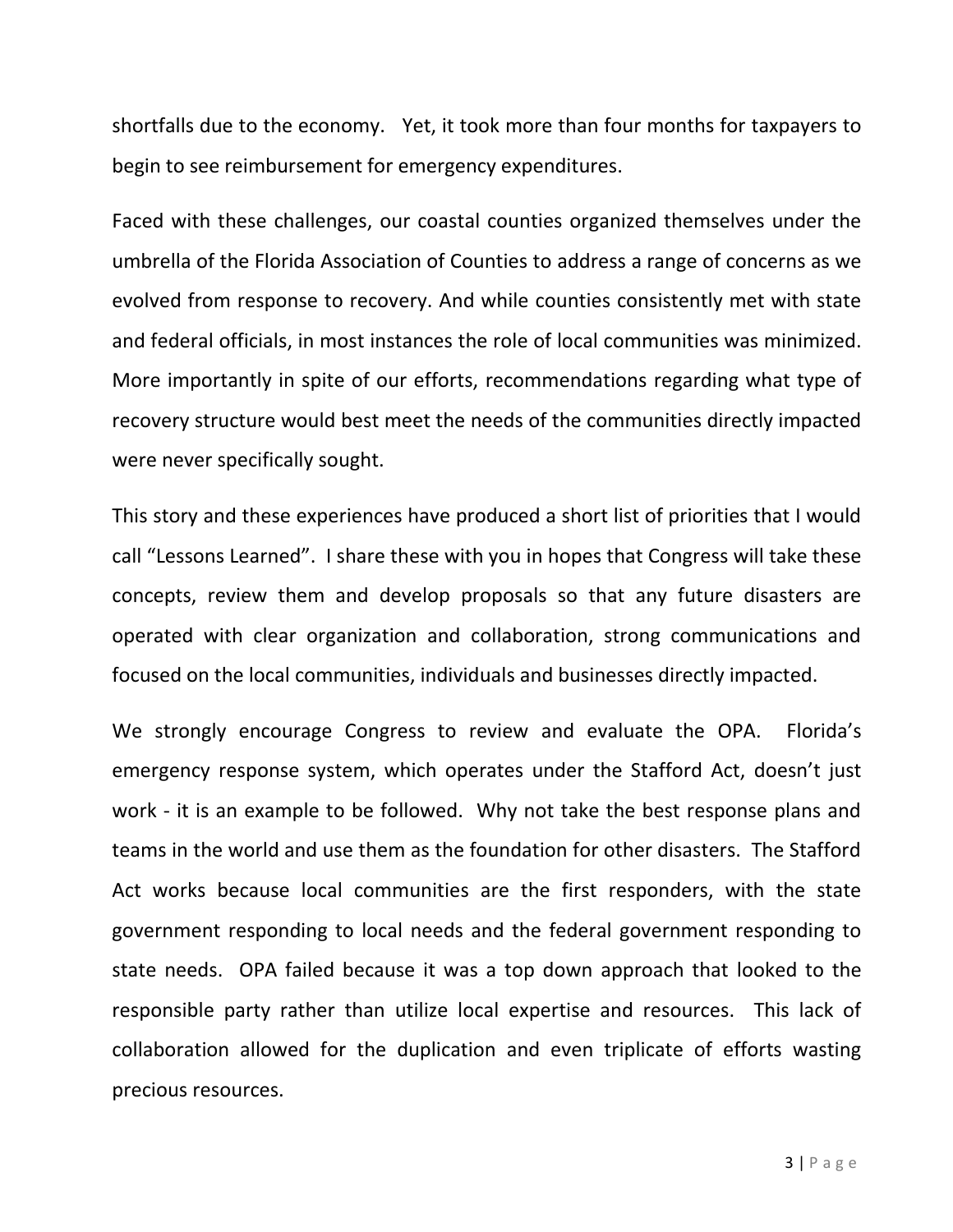shortfalls due to the economy. Yet, it took more than four months for taxpayers to begin to see reimbursement for emergency expenditures.

Faced with these challenges, our coastal counties organized themselves under the umbrella of the Florida Association of Counties to address a range of concerns as we evolved from response to recovery. And while counties consistently met with state and federal officials, in most instances the role of local communities was minimized. More importantly in spite of our efforts, recommendations regarding what type of recovery structure would best meet the needs of the communities directly impacted were never specifically sought.

This story and these experiences have produced a short list of priorities that I would call "Lessons Learned". I share these with you in hopes that Congress will take these concepts, review them and develop proposals so that any future disasters are operated with clear organization and collaboration, strong communications and focused on the local communities, individuals and businesses directly impacted.

We strongly encourage Congress to review and evaluate the OPA. Florida's emergency response system, which operates under the Stafford Act, doesn't just work - it is an example to be followed. Why not take the best response plans and teams in the world and use them as the foundation for other disasters. The Stafford Act works because local communities are the first responders, with the state government responding to local needs and the federal government responding to state needs. OPA failed because it was a top down approach that looked to the responsible party rather than utilize local expertise and resources. This lack of collaboration allowed for the duplication and even triplicate of efforts wasting precious resources.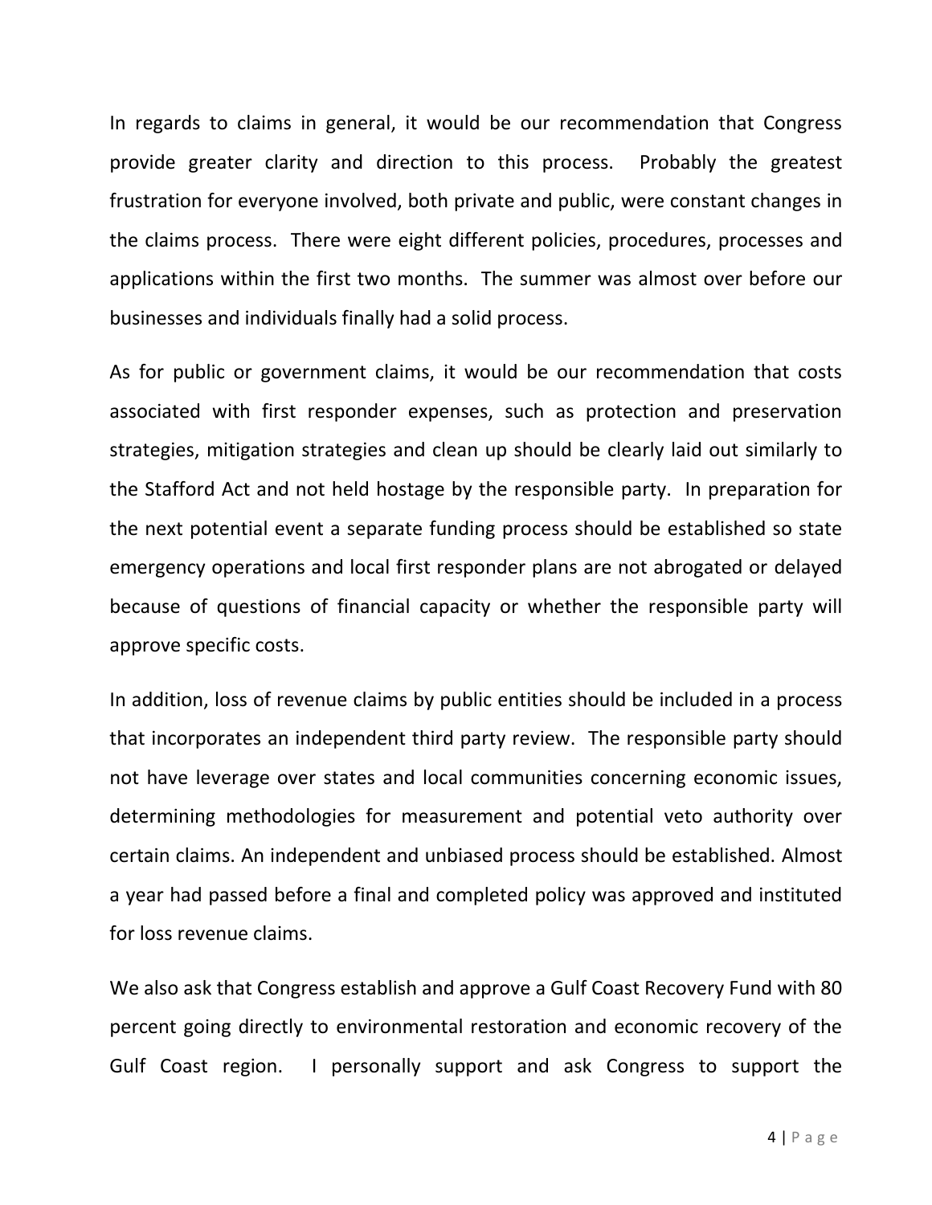In regards to claims in general, it would be our recommendation that Congress provide greater clarity and direction to this process. Probably the greatest frustration for everyone involved, both private and public, were constant changes in the claims process. There were eight different policies, procedures, processes and applications within the first two months. The summer was almost over before our businesses and individuals finally had a solid process.

As for public or government claims, it would be our recommendation that costs associated with first responder expenses, such as protection and preservation strategies, mitigation strategies and clean up should be clearly laid out similarly to the Stafford Act and not held hostage by the responsible party. In preparation for the next potential event a separate funding process should be established so state emergency operations and local first responder plans are not abrogated or delayed because of questions of financial capacity or whether the responsible party will approve specific costs.

In addition, loss of revenue claims by public entities should be included in a process that incorporates an independent third party review. The responsible party should not have leverage over states and local communities concerning economic issues, determining methodologies for measurement and potential veto authority over certain claims. An independent and unbiased process should be established. Almost a year had passed before a final and completed policy was approved and instituted for loss revenue claims.

We also ask that Congress establish and approve a Gulf Coast Recovery Fund with 80 percent going directly to environmental restoration and economic recovery of the Gulf Coast region. I personally support and ask Congress to support the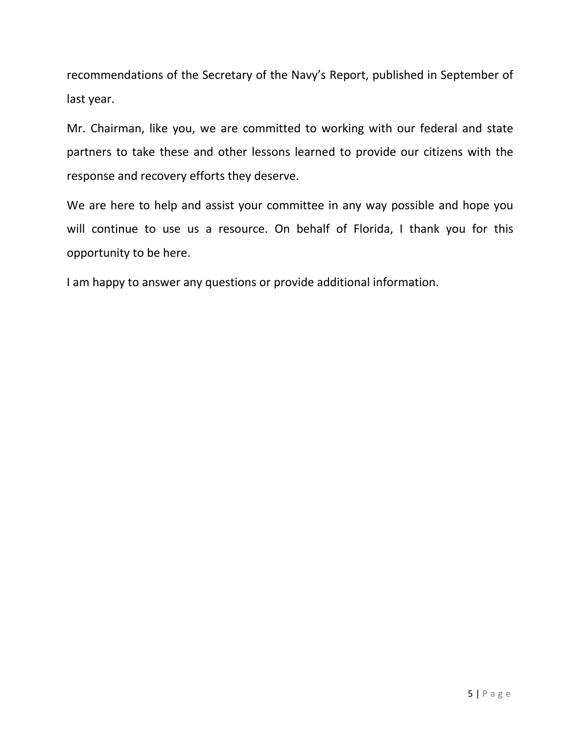recommendations of the Secretary of the Navy's Report, published in September of last year.

Mr. Chairman, like you, we are committed to working with our federal and state partners to take these and other lessons learned to provide our citizens with the response and recovery efforts they deserve.

We are here to help and assist your committee in any way possible and hope you will continue to use us a resource. On behalf of Florida, I thank you for this opportunity to be here.

I am happy to answer any questions or provide additional information.